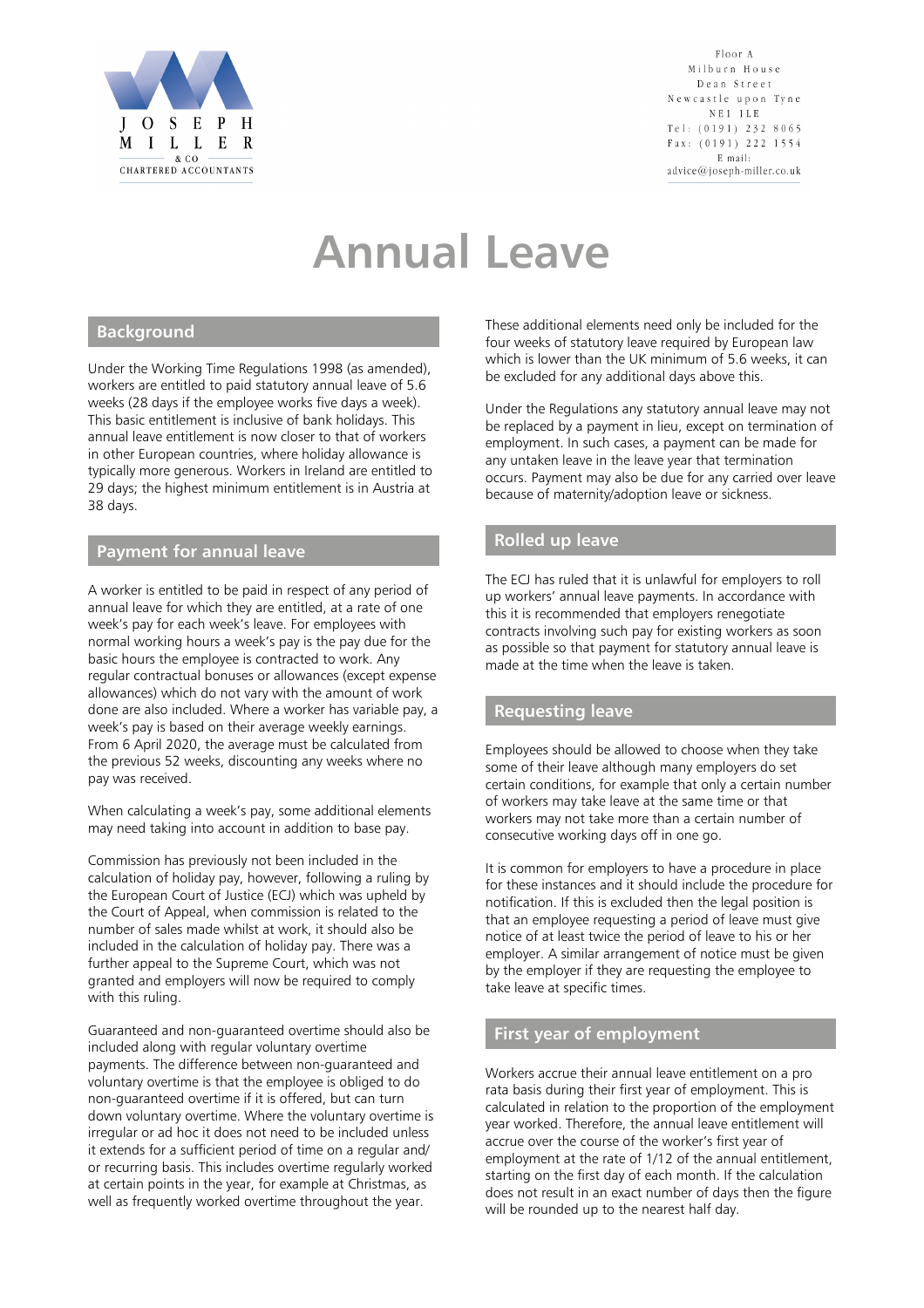JOSEPH MILLER & CO
CHARTERED ACCOUNTANTS

Floor A
Milburn House
Dean Street
Newcastle upon Tyne
NE1 1LE
Tel: (0191) 232 8065
Fax: (0191) 222 1554
E mail:
advice@joseph-miller.co.uk

# Annual Leave

## Background

Under the Working Time Regulations 1998 (as amended), workers are entitled to paid statutory annual leave of 5.6 weeks (28 days if the employee works five days a week). This basic entitlement is inclusive of bank holidays. This annual leave entitlement is now closer to that of workers in other European countries, where holiday allowance is typically more generous. Workers in Ireland are entitled to 29 days; the highest minimum entitlement is in Austria at 38 days.

## Payment for annual leave

A worker is entitled to be paid in respect of any period of annual leave for which they are entitled, at a rate of one week's pay for each week's leave. For employees with normal working hours a week's pay is the pay due for the basic hours the employee is contracted to work. Any regular contractual bonuses or allowances (except expense allowances) which do not vary with the amount of work done are also included. Where a worker has variable pay, a week's pay is based on their average weekly earnings. From 6 April 2020, the average must be calculated from the previous 52 weeks, discounting any weeks where no pay was received.

When calculating a week's pay, some additional elements may need taking into account in addition to base pay.

Commission has previously not been included in the calculation of holiday pay, however, following a ruling by the European Court of Justice (ECJ) which was upheld by the Court of Appeal, when commission is related to the number of sales made whilst at work, it should also be included in the calculation of holiday pay. There was a further appeal to the Supreme Court, which was not granted and employers will now be required to comply with this ruling.

Guaranteed and non-guaranteed overtime should also be included along with regular voluntary overtime payments. The difference between non-guaranteed and voluntary overtime is that the employee is obliged to do non-guaranteed overtime if it is offered, but can turn down voluntary overtime. Where the voluntary overtime is irregular or ad hoc it does not need to be included unless it extends for a sufficient period of time on a regular and/or recurring basis. This includes overtime regularly worked at certain points in the year, for example at Christmas, as well as frequently worked overtime throughout the year.

These additional elements need only be included for the four weeks of statutory leave required by European law which is lower than the UK minimum of 5.6 weeks, it can be excluded for any additional days above this.

Under the Regulations any statutory annual leave may not be replaced by a payment in lieu, except on termination of employment. In such cases, a payment can be made for any untaken leave in the leave year that termination occurs. Payment may also be due for any carried over leave because of maternity/adoption leave or sickness.

## Rolled up leave

The ECJ has ruled that it is unlawful for employers to roll up workers' annual leave payments. In accordance with this it is recommended that employers renegotiate contracts involving such pay for existing workers as soon as possible so that payment for statutory annual leave is made at the time when the leave is taken.

## Requesting leave

Employees should be allowed to choose when they take some of their leave although many employers do set certain conditions, for example that only a certain number of workers may take leave at the same time or that workers may not take more than a certain number of consecutive working days off in one go.

It is common for employers to have a procedure in place for these instances and it should include the procedure for notification. If this is excluded then the legal position is that an employee requesting a period of leave must give notice of at least twice the period of leave to his or her employer. A similar arrangement of notice must be given by the employer if they are requesting the employee to take leave at specific times.

## First year of employment

Workers accrue their annual leave entitlement on a pro rata basis during their first year of employment. This is calculated in relation to the proportion of the employment year worked. Therefore, the annual leave entitlement will accrue over the course of the worker's first year of employment at the rate of 1/12 of the annual entitlement, starting on the first day of each month. If the calculation does not result in an exact number of days then the figure will be rounded up to the nearest half day.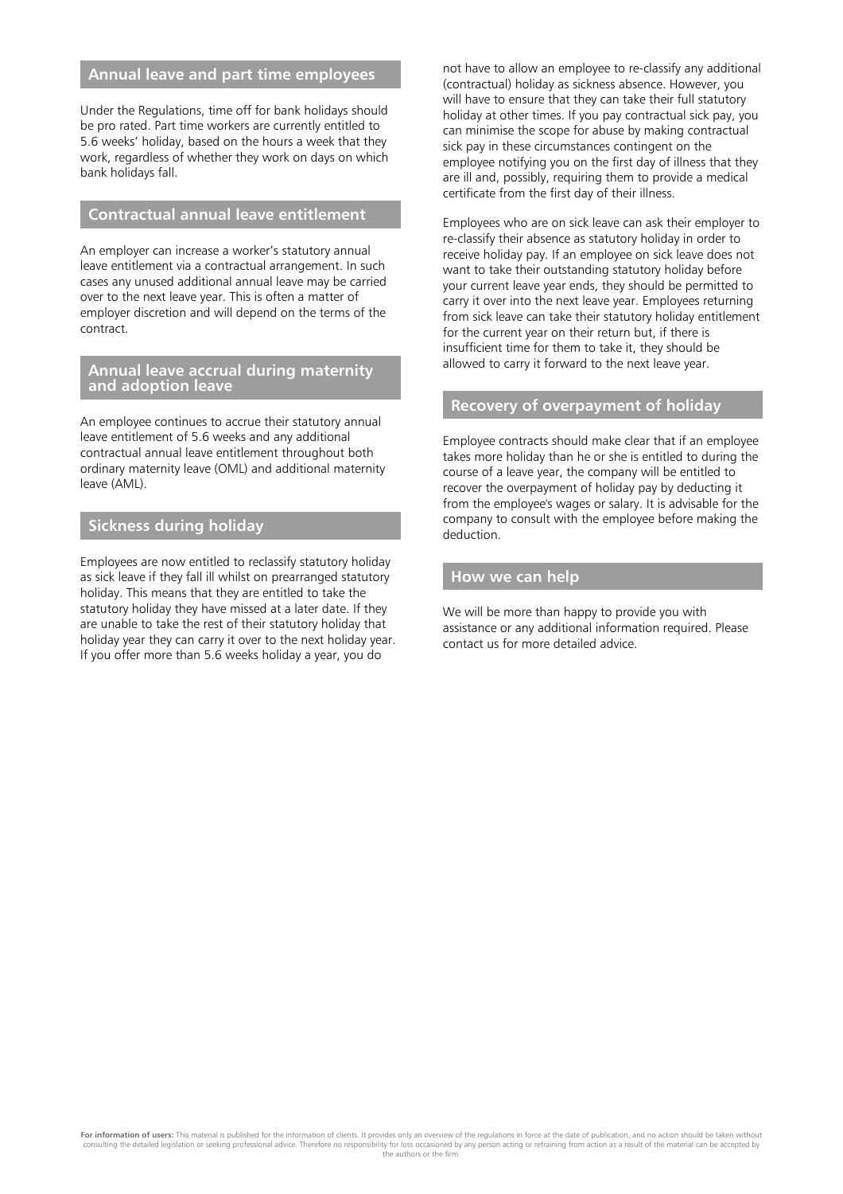## Annual leave and part time employees

Under the Regulations, time off for bank holidays should be pro rated. Part time workers are currently entitled to 5.6 weeks' holiday, based on the hours a week that they work, regardless of whether they work on days on which bank holidays fall.

## Contractual annual leave entitlement

An employer can increase a worker's statutory annual leave entitlement via a contractual arrangement. In such cases any unused additional annual leave may be carried over to the next leave year. This is often a matter of employer discretion and will depend on the terms of the contract.

## Annual leave accrual during maternity and adoption leave

An employee continues to accrue their statutory annual leave entitlement of 5.6 weeks and any additional contractual annual leave entitlement throughout both ordinary maternity leave (OML) and additional maternity leave (AML).

## Sickness during holiday

Employees are now entitled to reclassify statutory holiday as sick leave if they fall ill whilst on prearranged statutory holiday. This means that they are entitled to take the statutory holiday they have missed at a later date. If they are unable to take the rest of their statutory holiday that holiday year they can carry it over to the next holiday year. If you offer more than 5.6 weeks holiday a year, you do not have to allow an employee to re-classify any additional (contractual) holiday as sickness absence. However, you will have to ensure that they can take their full statutory holiday at other times. If you pay contractual sick pay, you can minimise the scope for abuse by making contractual sick pay in these circumstances contingent on the employee notifying you on the first day of illness that they are ill and, possibly, requiring them to provide a medical certificate from the first day of their illness.

Employees who are on sick leave can ask their employer to re-classify their absence as statutory holiday in order to receive holiday pay. If an employee on sick leave does not want to take their outstanding statutory holiday before your current leave year ends, they should be permitted to carry it over into the next leave year. Employees returning from sick leave can take their statutory holiday entitlement for the current year on their return but, if there is insufficient time for them to take it, they should be allowed to carry it forward to the next leave year.

## Recovery of overpayment of holiday

Employee contracts should make clear that if an employee takes more holiday than he or she is entitled to during the course of a leave year, the company will be entitled to recover the overpayment of holiday pay by deducting it from the employee's wages or salary. It is advisable for the company to consult with the employee before making the deduction.

## How we can help

We will be more than happy to provide you with assistance or any additional information required. Please contact us for more detailed advice.

**For information of users:** This material is published for the information of clients. It provides only an overview of the regulations in force at the date of publication, and no action should be taken without consulting the detailed legislation or seeking professional advice. Therefore no responsibility for loss occasioned by any person acting or refraining from action as a result of the material can be accepted by the authors or the firm.